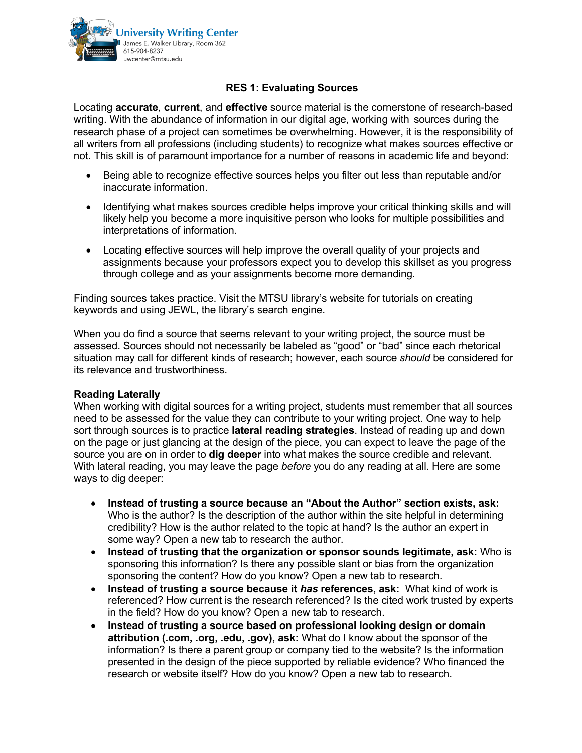University Writing Center
James E. Walker Library, Room 362
615-904-8237
uwcenter@mtsu.edu

# RES 1: Evaluating Sources

Locating **accurate**, **current**, and **effective** source material is the cornerstone of research-based writing. With the abundance of information in our digital age, working with sources during the research phase of a project can sometimes be overwhelming. However, it is the responsibility of all writers from all professions (including students) to recognize what makes sources effective or not. This skill is of paramount importance for a number of reasons in academic life and beyond:

- Being able to recognize effective sources helps you filter out less than reputable and/or inaccurate information.
- Identifying what makes sources credible helps improve your critical thinking skills and will likely help you become a more inquisitive person who looks for multiple possibilities and interpretations of information.
- Locating effective sources will help improve the overall quality of your projects and assignments because your professors expect you to develop this skillset as you progress through college and as your assignments become more demanding.

Finding sources takes practice. Visit the MTSU library's website for tutorials on creating keywords and using JEWL, the library's search engine.

When you do find a source that seems relevant to your writing project, the source must be assessed. Sources should not necessarily be labeled as "good" or "bad" since each rhetorical situation may call for different kinds of research; however, each source *should* be considered for its relevance and trustworthiness.

**Reading Laterally**

When working with digital sources for a writing project, students must remember that all sources need to be assessed for the value they can contribute to your writing project. One way to help sort through sources is to practice **lateral reading strategies**. Instead of reading up and down on the page or just glancing at the design of the piece, you can expect to leave the page of the source you are on in order to **dig deeper** into what makes the source credible and relevant. With lateral reading, you may leave the page *before* you do any reading at all. Here are some ways to dig deeper:

- **Instead of trusting a source because an "About the Author" section exists, ask:** Who is the author? Is the description of the author within the site helpful in determining credibility? How is the author related to the topic at hand? Is the author an expert in some way? Open a new tab to research the author.
- **Instead of trusting that the organization or sponsor sounds legitimate, ask:** Who is sponsoring this information? Is there any possible slant or bias from the organization sponsoring the content? How do you know? Open a new tab to research.
- **Instead of trusting a source because it *has* references, ask:** What kind of work is referenced? How current is the research referenced? Is the cited work trusted by experts in the field? How do you know? Open a new tab to research.
- **Instead of trusting a source based on professional looking design or domain attribution (.com, .org, .edu, .gov), ask:** What do I know about the sponsor of the information? Is there a parent group or company tied to the website? Is the information presented in the design of the piece supported by reliable evidence? Who financed the research or website itself? How do you know? Open a new tab to research.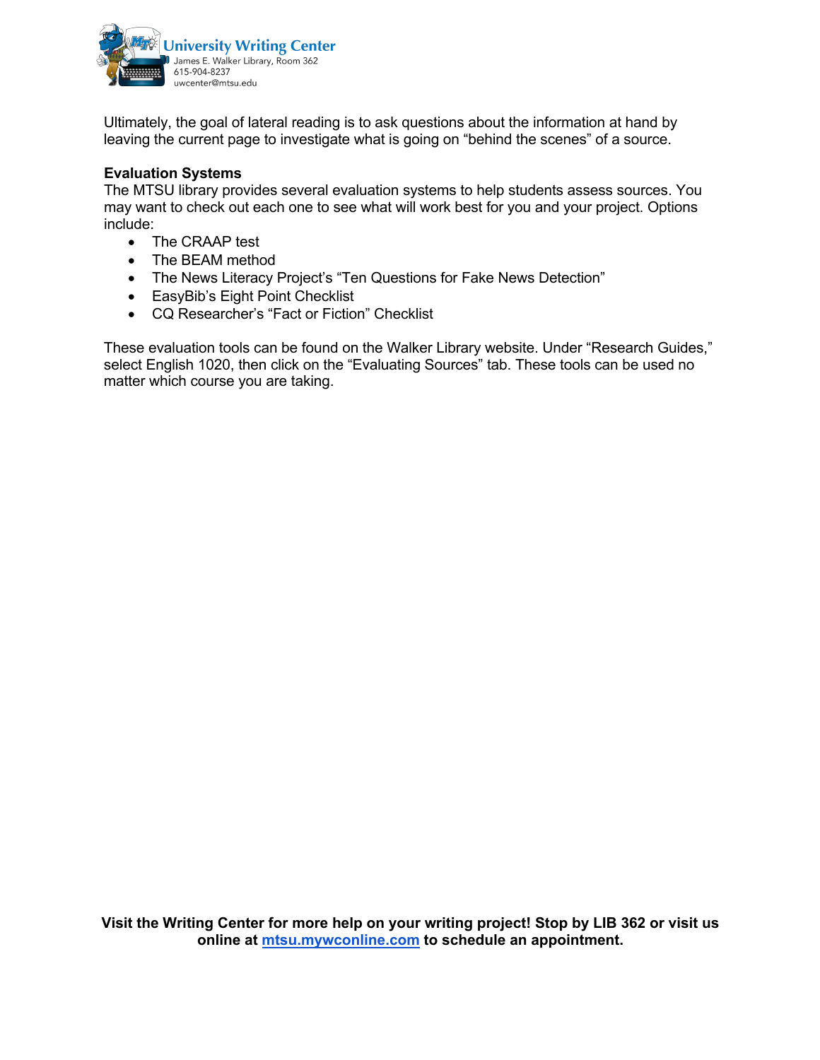Ultimately, the goal of lateral reading is to ask questions about the information at hand by leaving the current page to investigate what is going on "behind the scenes" of a source.

**Evaluation Systems**

The MTSU library provides several evaluation systems to help students assess sources. You may want to check out each one to see what will work best for you and your project. Options include:

- The CRAAP test
- The BEAM method
- The News Literacy Project's "Ten Questions for Fake News Detection"
- EasyBib's Eight Point Checklist
- CQ Researcher's "Fact or Fiction" Checklist

These evaluation tools can be found on the Walker Library website. Under "Research Guides," select English 1020, then click on the "Evaluating Sources" tab. These tools can be used no matter which course you are taking.